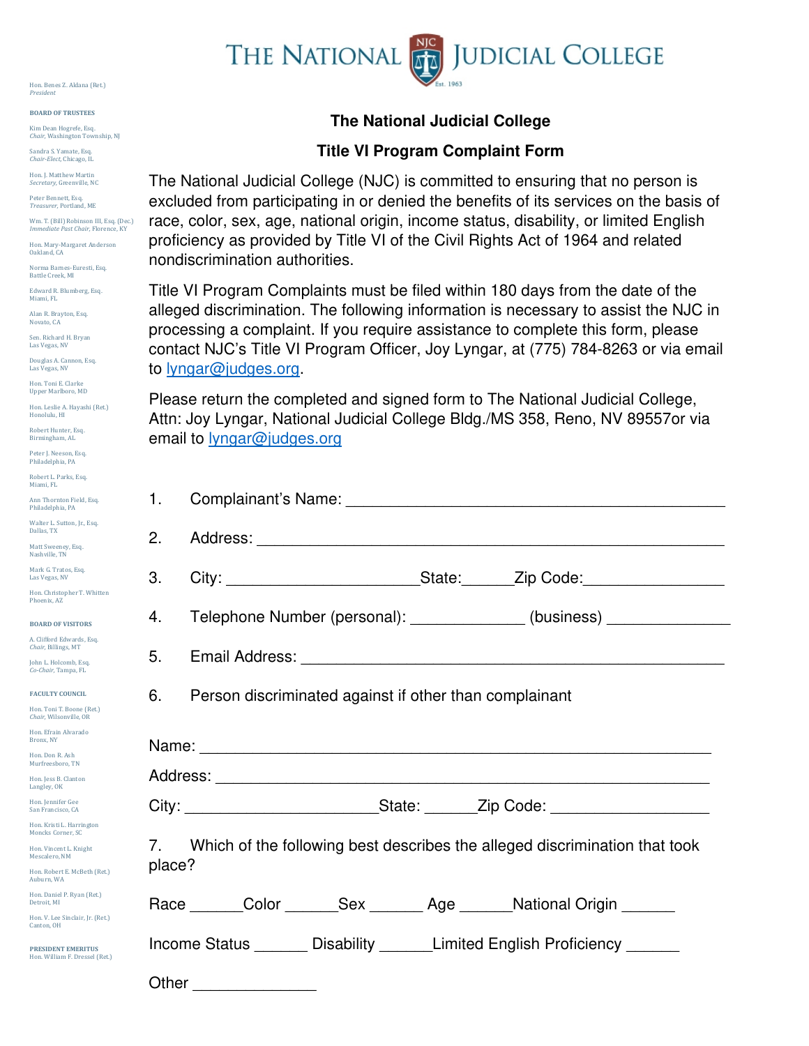# THE NATIONAL JUDICIAL COLLEGE

Hon. Benes Z. Aldana (Ret.)
*President*

**BOARD OF TRUSTEES**

Kim Dean Hogrefe, Esq.
*Chair*, Washington Township, NJ

Sandra S. Yamate, Esq.
*Chair-Elect*, Chicago, IL

Hon. J. Matthew Martin
*Secretary*, Greenville, NC

Peter Bennett, Esq.
*Treasurer*, Portland, ME

Wm. T. (Bill) Robinson III, Esq. (Dec.)
*Immediate Past Chair*, Florence, KY

Hon. Mary-Margaret Anderson
Oakland, CA

Norma Barnes-Euresti, Esq.
Battle Creek, MI

Edward R. Blumberg, Esq.
Miami, FL

Alan R. Brayton, Esq.
Novato, CA

Sen. Richard H. Bryan
Las Vegas, NV

Douglas A. Cannon, Esq.
Las Vegas, NV

Hon. Toni E. Clarke
Upper Marlboro, MD

Hon. Leslie A. Hayashi (Ret.)
Honolulu, HI

Robert Hunter, Esq.
Birmingham, AL

Peter J. Neeson, Esq.
Philadelphia, PA

Robert L. Parks, Esq.
Miami, FL

Ann Thornton Field, Esq.
Philadelphia, PA

Walter L. Sutton, Jr., Esq.
Dallas, TX

Matt Sweeney, Esq.
Nashville, TN

Mark G. Tratos, Esq.
Las Vegas, NV

Hon. Christopher T. Whitten
Phoenix, AZ

**BOARD OF VISITORS**

A. Clifford Edwards, Esq.
*Chair*, Billings, MT

John L. Holcomb, Esq.
*Co-Chair*, Tampa, FL

**FACULTY COUNCIL**

Hon. Toni T. Boone (Ret.)
*Chair*, Wilsonville, OR

Hon. Efrain Alvarado
Bronx, NY

Hon. Don R. Ash
Murfreesboro, TN

Hon. Jess B. Clanton
Langley, OK

Hon. Jennifer Gee
San Francisco, CA

Hon. Kristi L. Harrington
Moncks Corner, SC

Hon. Vincent L. Knight
Mescalero, NM

Hon. Robert E. McBeth (Ret.)
Auburn, WA

Hon. Daniel P. Ryan (Ret.)
Detroit, MI

Hon. V. Lee Sinclair, Jr. (Ret.)
Canton, OH

**PRESIDENT EMERITUS**
Hon. William F. Dressel (Ret.)

## The National Judicial College

## Title VI Program Complaint Form

The National Judicial College (NJC) is committed to ensuring that no person is excluded from participating in or denied the benefits of its services on the basis of race, color, sex, age, national origin, income status, disability, or limited English proficiency as provided by Title VI of the Civil Rights Act of 1964 and related nondiscrimination authorities.

Title VI Program Complaints must be filed within 180 days from the date of the alleged discrimination. The following information is necessary to assist the NJC in processing a complaint. If you require assistance to complete this form, please contact NJC's Title VI Program Officer, Joy Lyngar, at (775) 784-8263 or via email to lyngar@judges.org.

Please return the completed and signed form to The National Judicial College, Attn: Joy Lyngar, National Judicial College Bldg./MS 358, Reno, NV 89557or via email to lyngar@judges.org

1. Complainant's Name: ______________________________________________

2. Address: ______________________________________________________

3. City: ______________________State:______Zip Code:________________

4. Telephone Number (personal): _____________ (business) ______________

5. Email Address: ________________________________________________

6. Person discriminated against if other than complainant

Name: __________________________________________________________

Address: ________________________________________________________

City: ______________________State: ______Zip Code: __________________

7. Which of the following best describes the alleged discrimination that took place?

Race ______Color ______Sex ______ Age ______National Origin ______

Income Status ______ Disability ______Limited English Proficiency ______

Other ______________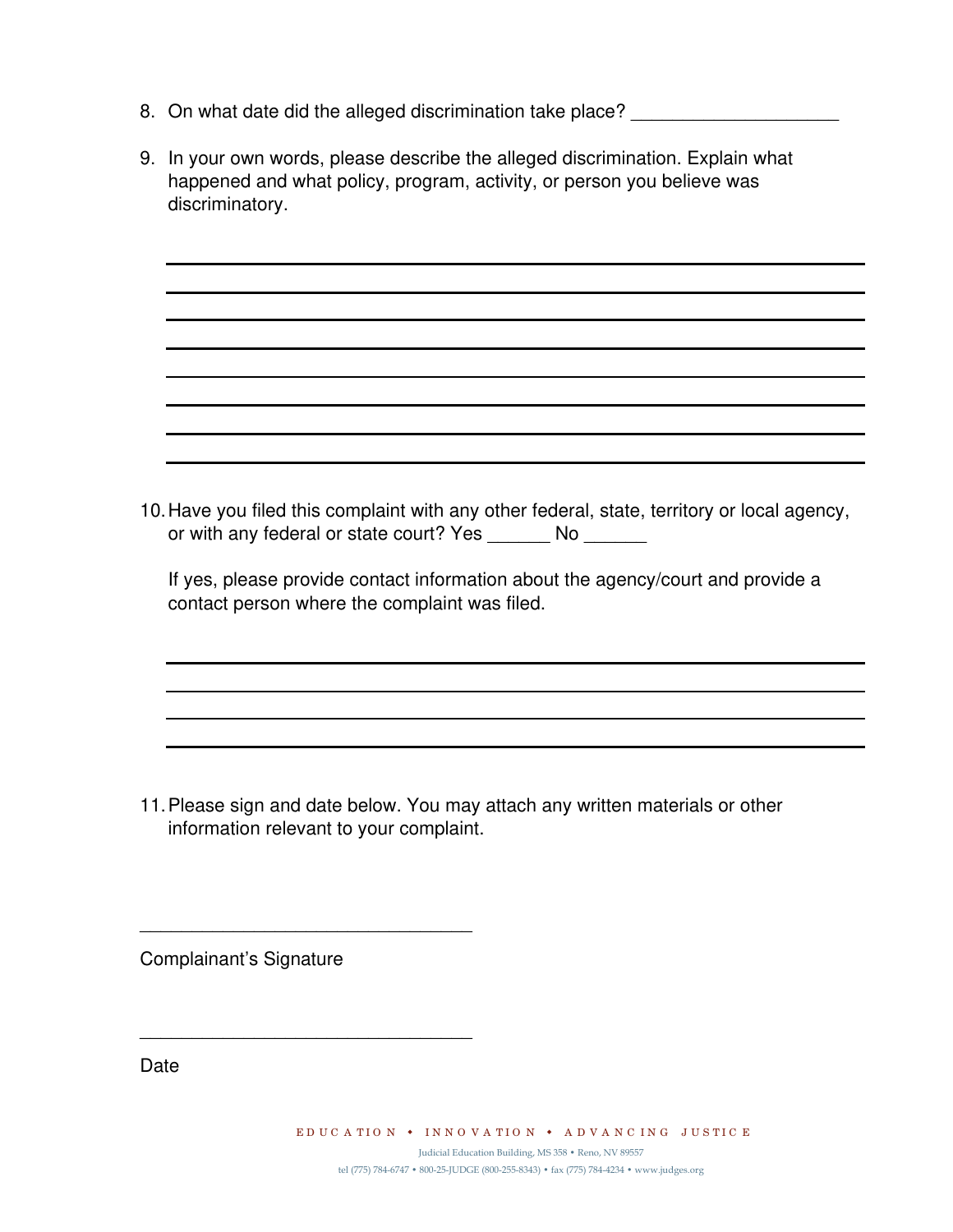8. On what date did the alleged discrimination take place? ____________________

9. In your own words, please describe the alleged discrimination. Explain what happened and what policy, program, activity, or person you believe was discriminatory.

10. Have you filed this complaint with any other federal, state, territory or local agency, or with any federal or state court? Yes ______ No ______

    If yes, please provide contact information about the agency/court and provide a contact person where the complaint was filed.

11. Please sign and date below. You may attach any written materials or other information relevant to your complaint.

________________________________

Complainant's Signature

________________________________

Date

EDUCATION • INNOVATION • ADVANCING JUSTICE

Judicial Education Building, MS 358 • Reno, NV 89557

tel (775) 784-6747 • 800-25-JUDGE (800-255-8343) • fax (775) 784-4234 • www.judges.org